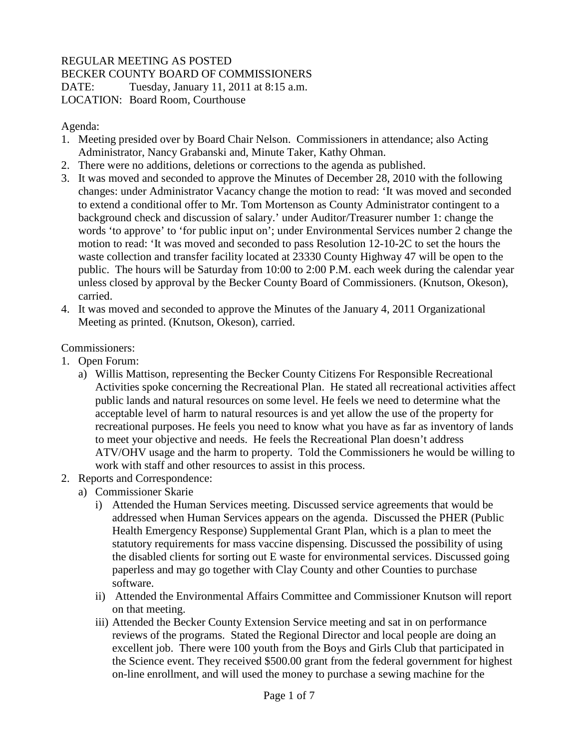REGULAR MEETING AS POSTED
BECKER COUNTY BOARD OF COMMISSIONERS
DATE: Tuesday, January 11, 2011 at 8:15 a.m.
LOCATION: Board Room, Courthouse

Agenda:

1. Meeting presided over by Board Chair Nelson. Commissioners in attendance; also Acting Administrator, Nancy Grabanski and, Minute Taker, Kathy Ohman.
2. There were no additions, deletions or corrections to the agenda as published.
3. It was moved and seconded to approve the Minutes of December 28, 2010 with the following changes: under Administrator Vacancy change the motion to read: 'It was moved and seconded to extend a conditional offer to Mr. Tom Mortenson as County Administrator contingent to a background check and discussion of salary.' under Auditor/Treasurer number 1: change the words 'to approve' to 'for public input on'; under Environmental Services number 2 change the motion to read: 'It was moved and seconded to pass Resolution 12-10-2C to set the hours the waste collection and transfer facility located at 23330 County Highway 47 will be open to the public. The hours will be Saturday from 10:00 to 2:00 P.M. each week during the calendar year unless closed by approval by the Becker County Board of Commissioners. (Knutson, Okeson), carried.
4. It was moved and seconded to approve the Minutes of the January 4, 2011 Organizational Meeting as printed. (Knutson, Okeson), carried.

Commissioners:

1. Open Forum:
   a) Willis Mattison, representing the Becker County Citizens For Responsible Recreational Activities spoke concerning the Recreational Plan. He stated all recreational activities affect public lands and natural resources on some level. He feels we need to determine what the acceptable level of harm to natural resources is and yet allow the use of the property for recreational purposes. He feels you need to know what you have as far as inventory of lands to meet your objective and needs. He feels the Recreational Plan doesn't address ATV/OHV usage and the harm to property. Told the Commissioners he would be willing to work with staff and other resources to assist in this process.
2. Reports and Correspondence:
   a) Commissioner Skarie
      i) Attended the Human Services meeting. Discussed service agreements that would be addressed when Human Services appears on the agenda. Discussed the PHER (Public Health Emergency Response) Supplemental Grant Plan, which is a plan to meet the statutory requirements for mass vaccine dispensing. Discussed the possibility of using the disabled clients for sorting out E waste for environmental services. Discussed going paperless and may go together with Clay County and other Counties to purchase software.
      ii) Attended the Environmental Affairs Committee and Commissioner Knutson will report on that meeting.
      iii) Attended the Becker County Extension Service meeting and sat in on performance reviews of the programs. Stated the Regional Director and local people are doing an excellent job. There were 100 youth from the Boys and Girls Club that participated in the Science event. They received $500.00 grant from the federal government for highest on-line enrollment, and will used the money to purchase a sewing machine for the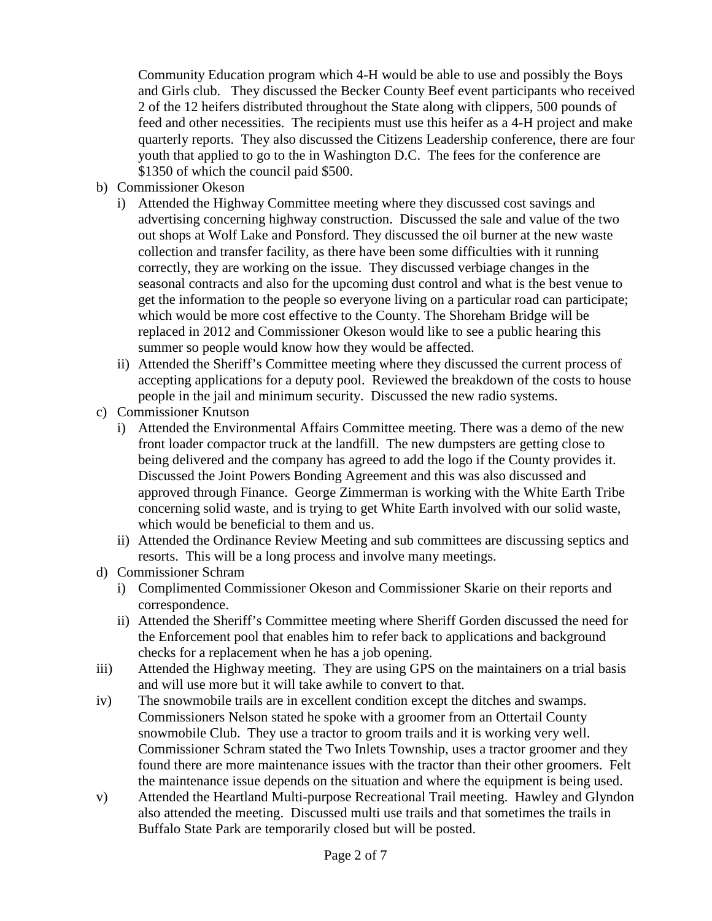Community Education program which 4-H would be able to use and possibly the Boys and Girls club. They discussed the Becker County Beef event participants who received 2 of the 12 heifers distributed throughout the State along with clippers, 500 pounds of feed and other necessities. The recipients must use this heifer as a 4-H project and make quarterly reports. They also discussed the Citizens Leadership conference, there are four youth that applied to go to the in Washington D.C. The fees for the conference are $1350 of which the council paid $500.

b) Commissioner Okeson
   i) Attended the Highway Committee meeting where they discussed cost savings and advertising concerning highway construction. Discussed the sale and value of the two out shops at Wolf Lake and Ponsford. They discussed the oil burner at the new waste collection and transfer facility, as there have been some difficulties with it running correctly, they are working on the issue. They discussed verbiage changes in the seasonal contracts and also for the upcoming dust control and what is the best venue to get the information to the people so everyone living on a particular road can participate; which would be more cost effective to the County. The Shoreham Bridge will be replaced in 2012 and Commissioner Okeson would like to see a public hearing this summer so people would know how they would be affected.
   ii) Attended the Sheriff's Committee meeting where they discussed the current process of accepting applications for a deputy pool. Reviewed the breakdown of the costs to house people in the jail and minimum security. Discussed the new radio systems.

c) Commissioner Knutson
   i) Attended the Environmental Affairs Committee meeting. There was a demo of the new front loader compactor truck at the landfill. The new dumpsters are getting close to being delivered and the company has agreed to add the logo if the County provides it. Discussed the Joint Powers Bonding Agreement and this was also discussed and approved through Finance. George Zimmerman is working with the White Earth Tribe concerning solid waste, and is trying to get White Earth involved with our solid waste, which would be beneficial to them and us.
   ii) Attended the Ordinance Review Meeting and sub committees are discussing septics and resorts. This will be a long process and involve many meetings.

d) Commissioner Schram
   i) Complimented Commissioner Okeson and Commissioner Skarie on their reports and correspondence.
   ii) Attended the Sheriff's Committee meeting where Sheriff Gorden discussed the need for the Enforcement pool that enables him to refer back to applications and background checks for a replacement when he has a job opening.

iii) Attended the Highway meeting. They are using GPS on the maintainers on a trial basis and will use more but it will take awhile to convert to that.

iv) The snowmobile trails are in excellent condition except the ditches and swamps. Commissioners Nelson stated he spoke with a groomer from an Ottertail County snowmobile Club. They use a tractor to groom trails and it is working very well. Commissioner Schram stated the Two Inlets Township, uses a tractor groomer and they found there are more maintenance issues with the tractor than their other groomers. Felt the maintenance issue depends on the situation and where the equipment is being used.

v) Attended the Heartland Multi-purpose Recreational Trail meeting. Hawley and Glyndon also attended the meeting. Discussed multi use trails and that sometimes the trails in Buffalo State Park are temporarily closed but will be posted.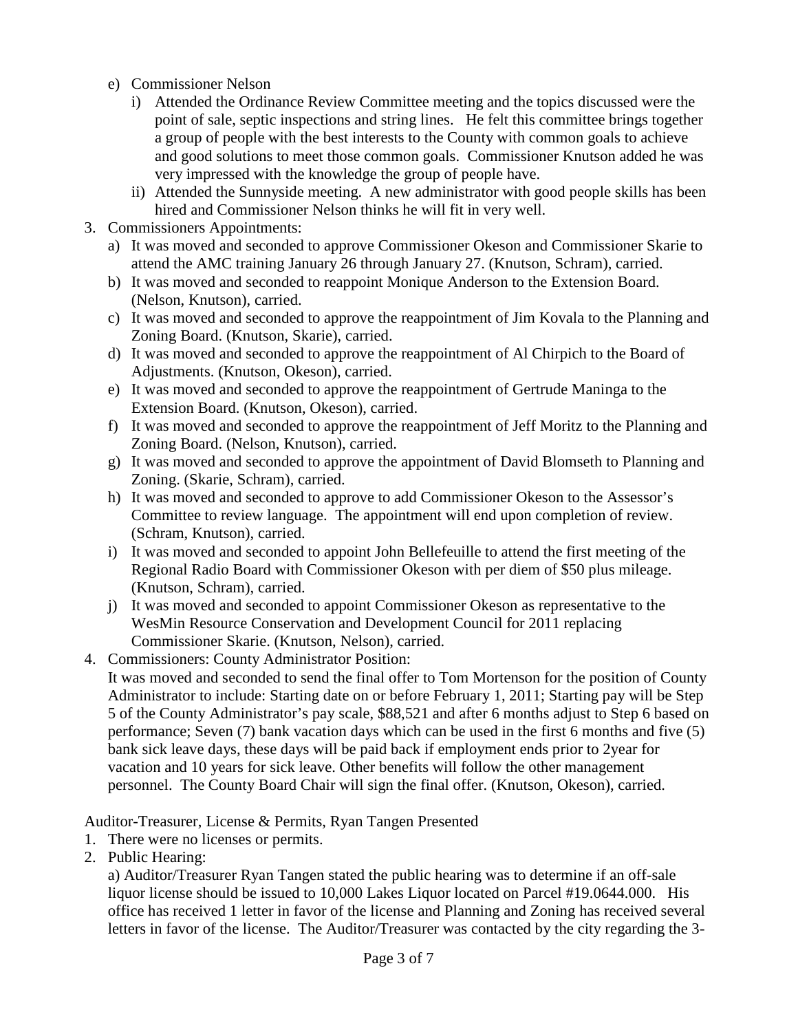e) Commissioner Nelson
   i) Attended the Ordinance Review Committee meeting and the topics discussed were the point of sale, septic inspections and string lines. He felt this committee brings together a group of people with the best interests to the County with common goals to achieve and good solutions to meet those common goals. Commissioner Knutson added he was very impressed with the knowledge the group of people have.
   ii) Attended the Sunnyside meeting. A new administrator with good people skills has been hired and Commissioner Nelson thinks he will fit in very well.

3. Commissioners Appointments:
   a) It was moved and seconded to approve Commissioner Okeson and Commissioner Skarie to attend the AMC training January 26 through January 27. (Knutson, Schram), carried.
   b) It was moved and seconded to reappoint Monique Anderson to the Extension Board. (Nelson, Knutson), carried.
   c) It was moved and seconded to approve the reappointment of Jim Kovala to the Planning and Zoning Board. (Knutson, Skarie), carried.
   d) It was moved and seconded to approve the reappointment of Al Chirpich to the Board of Adjustments. (Knutson, Okeson), carried.
   e) It was moved and seconded to approve the reappointment of Gertrude Maninga to the Extension Board. (Knutson, Okeson), carried.
   f) It was moved and seconded to approve the reappointment of Jeff Moritz to the Planning and Zoning Board. (Nelson, Knutson), carried.
   g) It was moved and seconded to approve the appointment of David Blomseth to Planning and Zoning. (Skarie, Schram), carried.
   h) It was moved and seconded to approve to add Commissioner Okeson to the Assessor's Committee to review language. The appointment will end upon completion of review. (Schram, Knutson), carried.
   i) It was moved and seconded to appoint John Bellefeuille to attend the first meeting of the Regional Radio Board with Commissioner Okeson with per diem of $50 plus mileage. (Knutson, Schram), carried.
   j) It was moved and seconded to appoint Commissioner Okeson as representative to the WesMin Resource Conservation and Development Council for 2011 replacing Commissioner Skarie. (Knutson, Nelson), carried.

4. Commissioners: County Administrator Position:
   It was moved and seconded to send the final offer to Tom Mortenson for the position of County Administrator to include: Starting date on or before February 1, 2011; Starting pay will be Step 5 of the County Administrator's pay scale, $88,521 and after 6 months adjust to Step 6 based on performance; Seven (7) bank vacation days which can be used in the first 6 months and five (5) bank sick leave days, these days will be paid back if employment ends prior to 2year for vacation and 10 years for sick leave. Other benefits will follow the other management personnel. The County Board Chair will sign the final offer. (Knutson, Okeson), carried.

Auditor-Treasurer, License & Permits, Ryan Tangen Presented

1. There were no licenses or permits.
2. Public Hearing:
   a) Auditor/Treasurer Ryan Tangen stated the public hearing was to determine if an off-sale liquor license should be issued to 10,000 Lakes Liquor located on Parcel #19.0644.000. His office has received 1 letter in favor of the license and Planning and Zoning has received several letters in favor of the license. The Auditor/Treasurer was contacted by the city regarding the 3-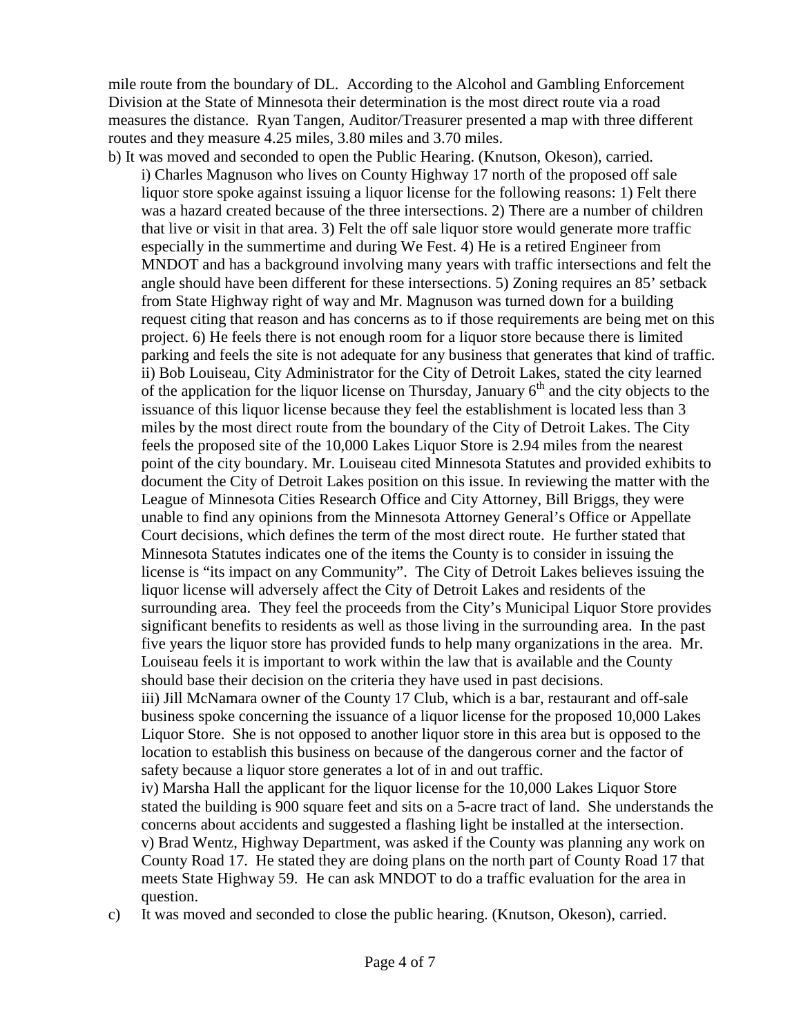mile route from the boundary of DL. According to the Alcohol and Gambling Enforcement Division at the State of Minnesota their determination is the most direct route via a road measures the distance. Ryan Tangen, Auditor/Treasurer presented a map with three different routes and they measure 4.25 miles, 3.80 miles and 3.70 miles.

b) It was moved and seconded to open the Public Hearing. (Knutson, Okeson), carried.

i) Charles Magnuson who lives on County Highway 17 north of the proposed off sale liquor store spoke against issuing a liquor license for the following reasons: 1) Felt there was a hazard created because of the three intersections. 2) There are a number of children that live or visit in that area. 3) Felt the off sale liquor store would generate more traffic especially in the summertime and during We Fest. 4) He is a retired Engineer from MNDOT and has a background involving many years with traffic intersections and felt the angle should have been different for these intersections. 5) Zoning requires an 85' setback from State Highway right of way and Mr. Magnuson was turned down for a building request citing that reason and has concerns as to if those requirements are being met on this project. 6) He feels there is not enough room for a liquor store because there is limited parking and feels the site is not adequate for any business that generates that kind of traffic.

ii) Bob Louiseau, City Administrator for the City of Detroit Lakes, stated the city learned of the application for the liquor license on Thursday, January 6th and the city objects to the issuance of this liquor license because they feel the establishment is located less than 3 miles by the most direct route from the boundary of the City of Detroit Lakes. The City feels the proposed site of the 10,000 Lakes Liquor Store is 2.94 miles from the nearest point of the city boundary. Mr. Louiseau cited Minnesota Statutes and provided exhibits to document the City of Detroit Lakes position on this issue. In reviewing the matter with the League of Minnesota Cities Research Office and City Attorney, Bill Briggs, they were unable to find any opinions from the Minnesota Attorney General's Office or Appellate Court decisions, which defines the term of the most direct route. He further stated that Minnesota Statutes indicates one of the items the County is to consider in issuing the license is "its impact on any Community". The City of Detroit Lakes believes issuing the liquor license will adversely affect the City of Detroit Lakes and residents of the surrounding area. They feel the proceeds from the City's Municipal Liquor Store provides significant benefits to residents as well as those living in the surrounding area. In the past five years the liquor store has provided funds to help many organizations in the area. Mr. Louiseau feels it is important to work within the law that is available and the County should base their decision on the criteria they have used in past decisions.

iii) Jill McNamara owner of the County 17 Club, which is a bar, restaurant and off-sale business spoke concerning the issuance of a liquor license for the proposed 10,000 Lakes Liquor Store. She is not opposed to another liquor store in this area but is opposed to the location to establish this business on because of the dangerous corner and the factor of safety because a liquor store generates a lot of in and out traffic.

iv) Marsha Hall the applicant for the liquor license for the 10,000 Lakes Liquor Store stated the building is 900 square feet and sits on a 5-acre tract of land. She understands the concerns about accidents and suggested a flashing light be installed at the intersection.

v) Brad Wentz, Highway Department, was asked if the County was planning any work on County Road 17. He stated they are doing plans on the north part of County Road 17 that meets State Highway 59. He can ask MNDOT to do a traffic evaluation for the area in question.

c) It was moved and seconded to close the public hearing. (Knutson, Okeson), carried.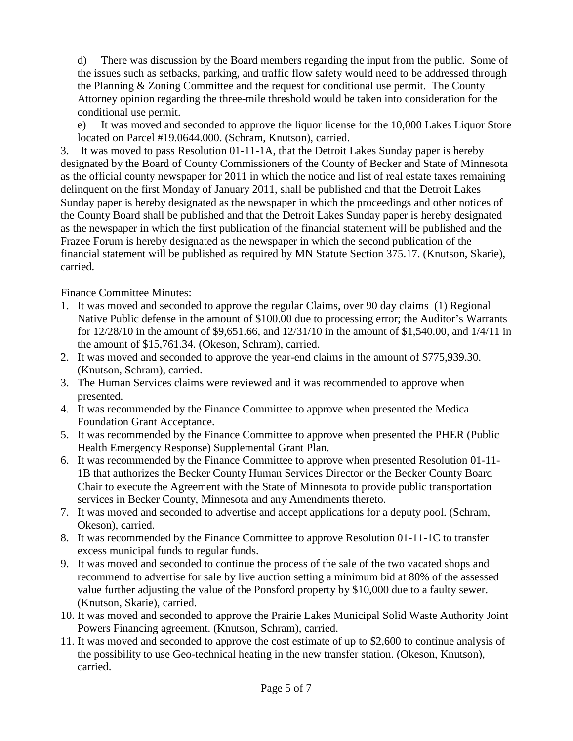d) There was discussion by the Board members regarding the input from the public. Some of the issues such as setbacks, parking, and traffic flow safety would need to be addressed through the Planning & Zoning Committee and the request for conditional use permit. The County Attorney opinion regarding the three-mile threshold would be taken into consideration for the conditional use permit.

e) It was moved and seconded to approve the liquor license for the 10,000 Lakes Liquor Store located on Parcel #19.0644.000. (Schram, Knutson), carried.

3. It was moved to pass Resolution 01-11-1A, that the Detroit Lakes Sunday paper is hereby designated by the Board of County Commissioners of the County of Becker and State of Minnesota as the official county newspaper for 2011 in which the notice and list of real estate taxes remaining delinquent on the first Monday of January 2011, shall be published and that the Detroit Lakes Sunday paper is hereby designated as the newspaper in which the proceedings and other notices of the County Board shall be published and that the Detroit Lakes Sunday paper is hereby designated as the newspaper in which the first publication of the financial statement will be published and the Frazee Forum is hereby designated as the newspaper in which the second publication of the financial statement will be published as required by MN Statute Section 375.17. (Knutson, Skarie), carried.

Finance Committee Minutes:

1. It was moved and seconded to approve the regular Claims, over 90 day claims (1) Regional Native Public defense in the amount of $100.00 due to processing error; the Auditor's Warrants for 12/28/10 in the amount of $9,651.66, and 12/31/10 in the amount of $1,540.00, and 1/4/11 in the amount of $15,761.34. (Okeson, Schram), carried.
2. It was moved and seconded to approve the year-end claims in the amount of $775,939.30. (Knutson, Schram), carried.
3. The Human Services claims were reviewed and it was recommended to approve when presented.
4. It was recommended by the Finance Committee to approve when presented the Medica Foundation Grant Acceptance.
5. It was recommended by the Finance Committee to approve when presented the PHER (Public Health Emergency Response) Supplemental Grant Plan.
6. It was recommended by the Finance Committee to approve when presented Resolution 01-11-1B that authorizes the Becker County Human Services Director or the Becker County Board Chair to execute the Agreement with the State of Minnesota to provide public transportation services in Becker County, Minnesota and any Amendments thereto.
7. It was moved and seconded to advertise and accept applications for a deputy pool. (Schram, Okeson), carried.
8. It was recommended by the Finance Committee to approve Resolution 01-11-1C to transfer excess municipal funds to regular funds.
9. It was moved and seconded to continue the process of the sale of the two vacated shops and recommend to advertise for sale by live auction setting a minimum bid at 80% of the assessed value further adjusting the value of the Ponsford property by $10,000 due to a faulty sewer. (Knutson, Skarie), carried.
10. It was moved and seconded to approve the Prairie Lakes Municipal Solid Waste Authority Joint Powers Financing agreement. (Knutson, Schram), carried.
11. It was moved and seconded to approve the cost estimate of up to $2,600 to continue analysis of the possibility to use Geo-technical heating in the new transfer station. (Okeson, Knutson), carried.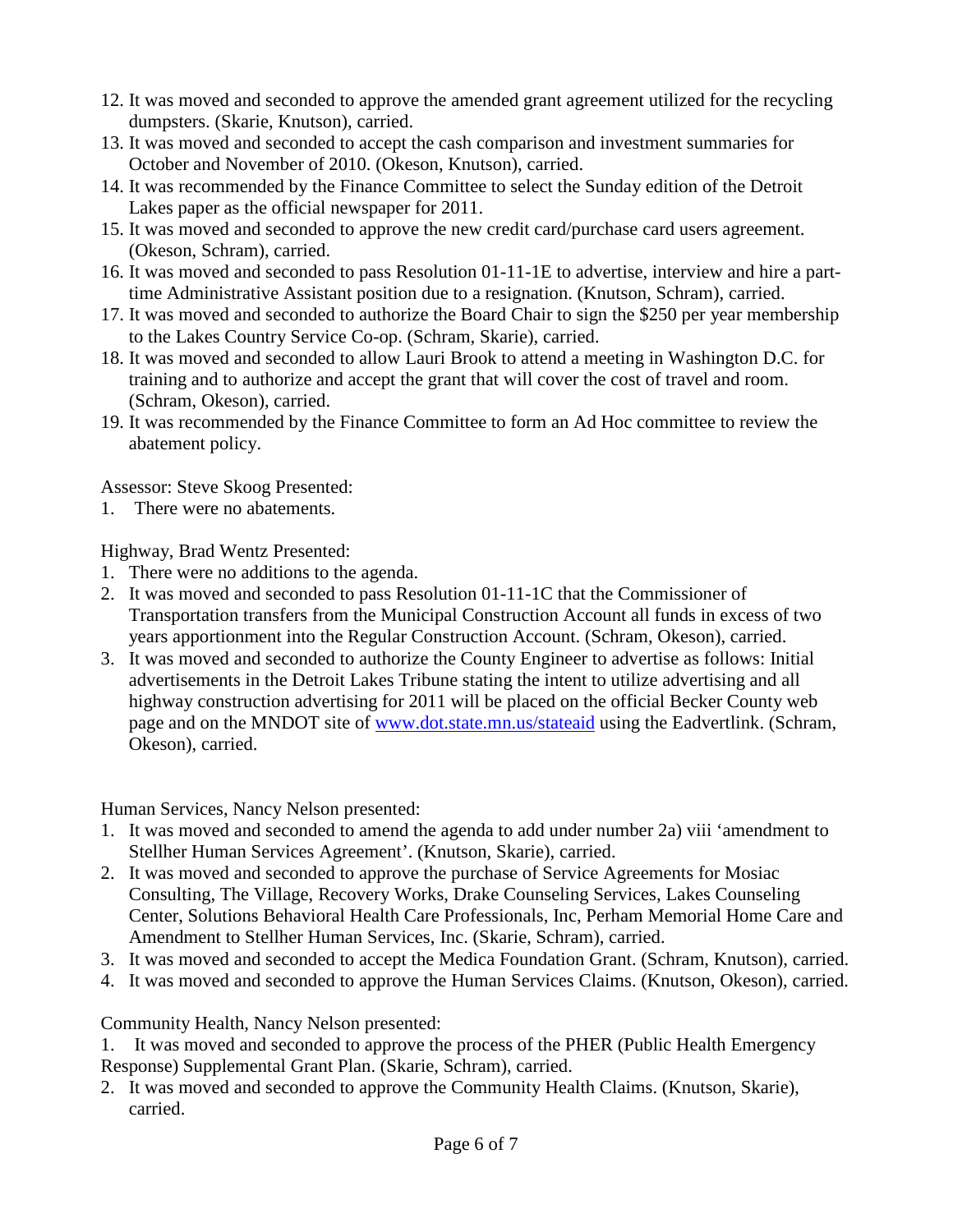12. It was moved and seconded to approve the amended grant agreement utilized for the recycling dumpsters. (Skarie, Knutson), carried.
13. It was moved and seconded to accept the cash comparison and investment summaries for October and November of 2010. (Okeson, Knutson), carried.
14. It was recommended by the Finance Committee to select the Sunday edition of the Detroit Lakes paper as the official newspaper for 2011.
15. It was moved and seconded to approve the new credit card/purchase card users agreement. (Okeson, Schram), carried.
16. It was moved and seconded to pass Resolution 01-11-1E to advertise, interview and hire a part-time Administrative Assistant position due to a resignation. (Knutson, Schram), carried.
17. It was moved and seconded to authorize the Board Chair to sign the $250 per year membership to the Lakes Country Service Co-op. (Schram, Skarie), carried.
18. It was moved and seconded to allow Lauri Brook to attend a meeting in Washington D.C. for training and to authorize and accept the grant that will cover the cost of travel and room. (Schram, Okeson), carried.
19. It was recommended by the Finance Committee to form an Ad Hoc committee to review the abatement policy.

Assessor: Steve Skoog Presented:

1. There were no abatements.

Highway, Brad Wentz Presented:

1. There were no additions to the agenda.
2. It was moved and seconded to pass Resolution 01-11-1C that the Commissioner of Transportation transfers from the Municipal Construction Account all funds in excess of two years apportionment into the Regular Construction Account. (Schram, Okeson), carried.
3. It was moved and seconded to authorize the County Engineer to advertise as follows: Initial advertisements in the Detroit Lakes Tribune stating the intent to utilize advertising and all highway construction advertising for 2011 will be placed on the official Becker County web page and on the MNDOT site of [www.dot.state.mn.us/stateaid](http://www.dot.state.mn.us/stateaid) using the Eadvertlink. (Schram, Okeson), carried.

Human Services, Nancy Nelson presented:

1. It was moved and seconded to amend the agenda to add under number 2a) viii 'amendment to Stellher Human Services Agreement'. (Knutson, Skarie), carried.
2. It was moved and seconded to approve the purchase of Service Agreements for Mosiac Consulting, The Village, Recovery Works, Drake Counseling Services, Lakes Counseling Center, Solutions Behavioral Health Care Professionals, Inc, Perham Memorial Home Care and Amendment to Stellher Human Services, Inc. (Skarie, Schram), carried.
3. It was moved and seconded to accept the Medica Foundation Grant. (Schram, Knutson), carried.
4. It was moved and seconded to approve the Human Services Claims. (Knutson, Okeson), carried.

Community Health, Nancy Nelson presented:

1. It was moved and seconded to approve the process of the PHER (Public Health Emergency Response) Supplemental Grant Plan. (Skarie, Schram), carried.
2. It was moved and seconded to approve the Community Health Claims. (Knutson, Skarie), carried.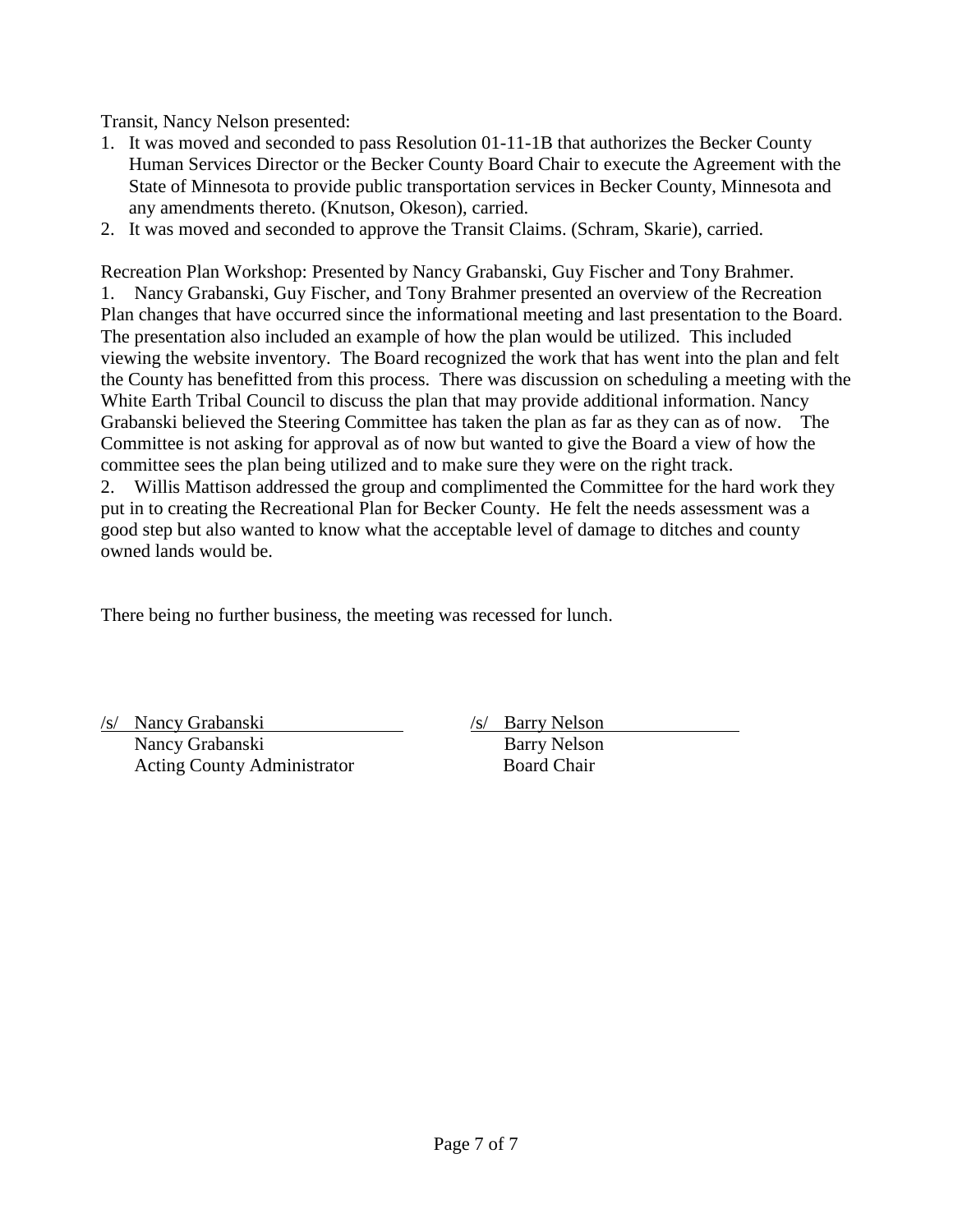Transit, Nancy Nelson presented:

1. It was moved and seconded to pass Resolution 01-11-1B that authorizes the Becker County Human Services Director or the Becker County Board Chair to execute the Agreement with the State of Minnesota to provide public transportation services in Becker County, Minnesota and any amendments thereto. (Knutson, Okeson), carried.
2. It was moved and seconded to approve the Transit Claims. (Schram, Skarie), carried.

Recreation Plan Workshop: Presented by Nancy Grabanski, Guy Fischer and Tony Brahmer.

1. Nancy Grabanski, Guy Fischer, and Tony Brahmer presented an overview of the Recreation Plan changes that have occurred since the informational meeting and last presentation to the Board. The presentation also included an example of how the plan would be utilized. This included viewing the website inventory. The Board recognized the work that has went into the plan and felt the County has benefitted from this process. There was discussion on scheduling a meeting with the White Earth Tribal Council to discuss the plan that may provide additional information. Nancy Grabanski believed the Steering Committee has taken the plan as far as they can as of now. The Committee is not asking for approval as of now but wanted to give the Board a view of how the committee sees the plan being utilized and to make sure they were on the right track.
2. Willis Mattison addressed the group and complimented the Committee for the hard work they put in to creating the Recreational Plan for Becker County. He felt the needs assessment was a good step but also wanted to know what the acceptable level of damage to ditches and county owned lands would be.

There being no further business, the meeting was recessed for lunch.

/s/ Nancy Grabanski
Nancy Grabanski
Acting County Administrator

/s/ Barry Nelson
Barry Nelson
Board Chair